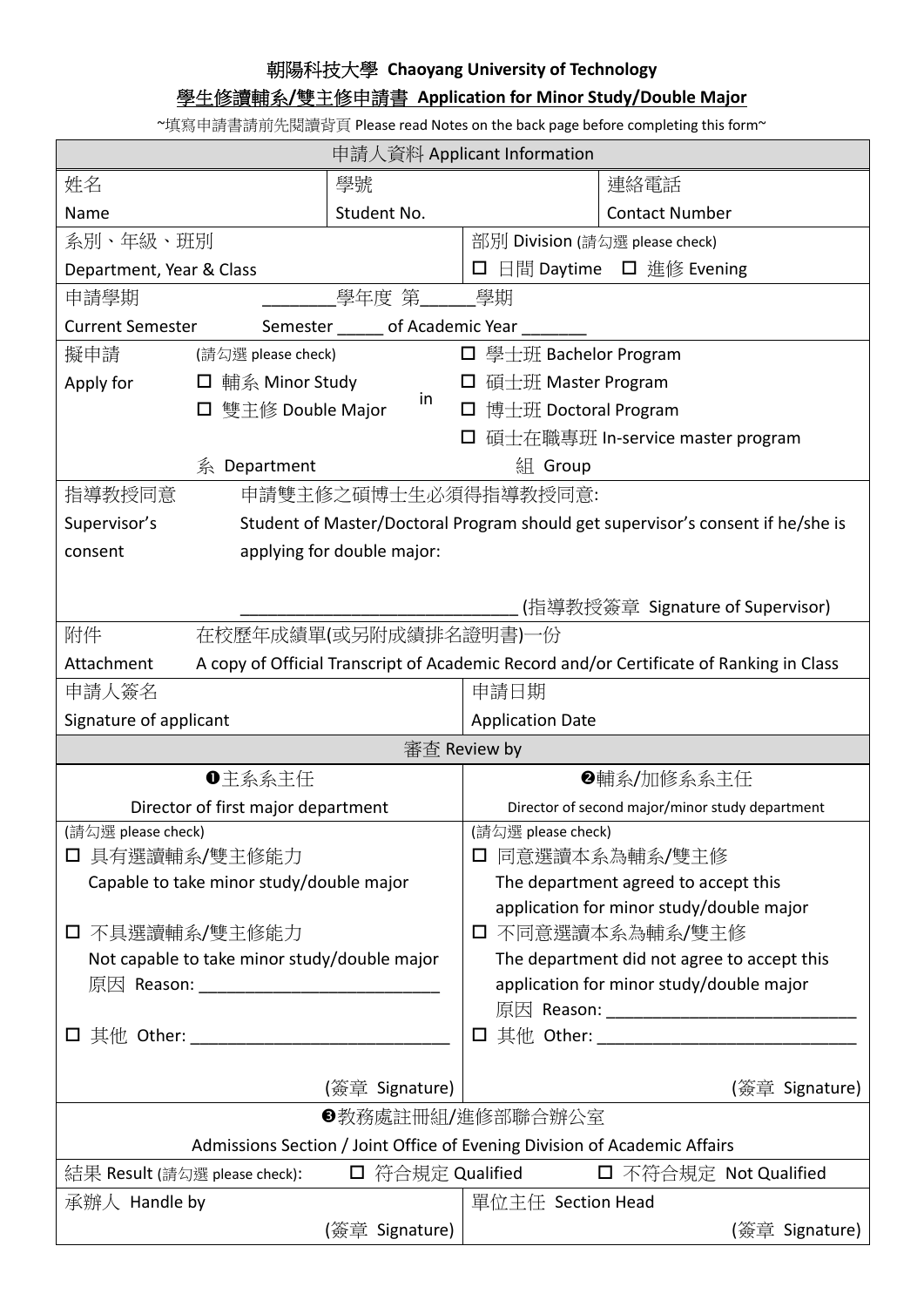# 朝陽科技大學 Chaoyang University of Technology

## 學生修讀輔系/雙主修申請書 Application for Minor Study/Double Major

~填寫申請書請前先閱讀背頁 Please read Notes on the back page before completing this form~

| 申請人資料 Applicant Information | | | |
|---|---|---|---|
| 姓名<br>Name | 學號<br>Student No. | | 連絡電話<br>Contact Number |
| 系別、年級、班別<br>Department, Year & Class | | 部別 Division (請勾選 please check)<br>☐ 日間 Daytime ☐ 進修 Evening | |
| 申請學期<br>Current Semester | ________學年度 第______學期<br>Semester _____ of Academic Year _______ | | |
| 擬申請<br>Apply for | (請勾選 please check)<br>☐ 輔系 Minor Study<br>☐ 雙主修 Double Major in<br>系 Department | ☐ 學士班 Bachelor Program<br>☐ 碩士班 Master Program<br>☐ 博士班 Doctoral Program<br>☐ 碩士在職專班 In-service master program<br>組 Group | |
| 指導教授同意<br>Supervisor's consent | 申請雙主修之碩博士生必須得指導教授同意:<br>Student of Master/Doctoral Program should get supervisor's consent if he/she is applying for double major:<br><br>_____________________________ (指導教授簽章 Signature of Supervisor) | | |
| 附件<br>Attachment | 在校歷年成績單(或另附成績排名證明書)一份<br>A copy of Official Transcript of Academic Record and/or Certificate of Ranking in Class | | |
| 申請人簽名<br>Signature of applicant | | 申請日期<br>Application Date | |

| 審查 Review by | |
|---|---|
| ❶主系系主任<br>Director of first major department | ❷輔系/加修系系主任<br>Director of second major/minor study department |
| (請勾選 please check)<br>☐ 具有選讀輔系/雙主修能力<br>Capable to take minor study/double major<br><br>☐ 不具選讀輔系/雙主修能力<br>Not capable to take minor study/double major<br>原因 Reason: _________________________<br><br>☐ 其他 Other: ___________________________<br><br>(簽章 Signature) | (請勾選 please check)<br>☐ 同意選讀本系為輔系/雙主修<br>The department agreed to accept this application for minor study/double major<br>☐ 不同意選讀本系為輔系/雙主修<br>The department did not agree to accept this application for minor study/double major<br>原因 Reason: ___________________________<br>☐ 其他 Other: ____________________________<br><br>(簽章 Signature) |

| ❸教務處註冊組/進修部聯合辦公室<br>Admissions Section / Joint Office of Evening Division of Academic Affairs | |
|---|---|
| 結果 Result (請勾選 please check): ☐ 符合規定 Qualified | ☐ 不符合規定 Not Qualified |
| 承辦人 Handle by<br><br>(簽章 Signature) | 單位主任 Section Head<br><br>(簽章 Signature) |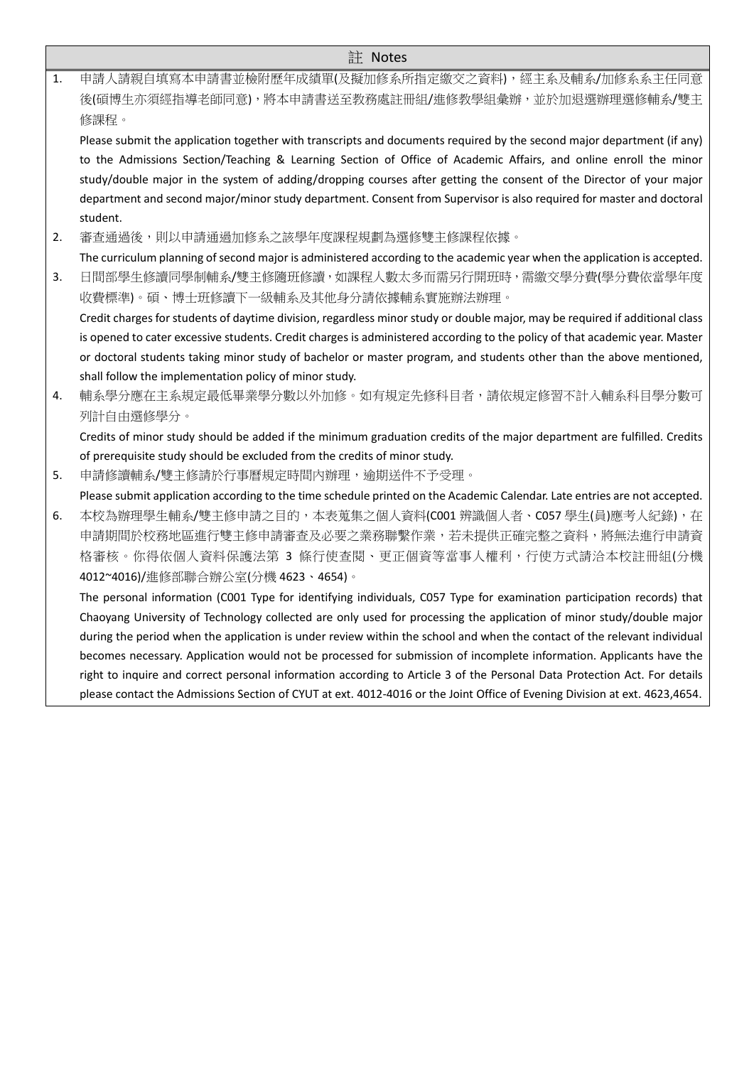## 註 Notes

1. 申請人請親自填寫本申請書並檢附歷年成績單(及擬加修系所指定繳交之資料)，經主系及輔系/加修系系主任同意後(碩博生亦須經指導老師同意)，將本申請書送至教務處註冊組/進修教學組彙辦，並於加退選辦理選修輔系/雙主修課程。

   Please submit the application together with transcripts and documents required by the second major department (if any) to the Admissions Section/Teaching & Learning Section of Office of Academic Affairs, and online enroll the minor study/double major in the system of adding/dropping courses after getting the consent of the Director of your major department and second major/minor study department. Consent from Supervisor is also required for master and doctoral student.

2. 審查通過後，則以申請通過加修系之該學年度課程規劃為選修雙主修課程依據。

   The curriculum planning of second major is administered according to the academic year when the application is accepted.

3. 日間部學生修讀同學制輔系/雙主修隨班修讀，如課程人數太多而需另行開班時，需繳交學分費(學分費依當學年度收費標準)。碩、博士班修讀下一級輔系及其他身分請依據輔系實施辦法辦理。

   Credit charges for students of daytime division, regardless minor study or double major, may be required if additional class is opened to cater excessive students. Credit charges is administered according to the policy of that academic year. Master or doctoral students taking minor study of bachelor or master program, and students other than the above mentioned, shall follow the implementation policy of minor study.

4. 輔系學分應在主系規定最低畢業學分數以外加修。如有規定先修科目者，請依規定修習不計入輔系科目學分數可列計自由選修學分。

   Credits of minor study should be added if the minimum graduation credits of the major department are fulfilled. Credits of prerequisite study should be excluded from the credits of minor study.

5. 申請修讀輔系/雙主修請於行事曆規定時間內辦理，逾期送件不予受理。

   Please submit application according to the time schedule printed on the Academic Calendar. Late entries are not accepted.

6. 本校為辦理學生輔系/雙主修申請之目的，本表蒐集之個人資料(C001 辨識個人者、C057 學生(員)應考人紀錄)，在申請期間於校務地區進行雙主修申請審查及必要之業務聯繫作業，若未提供正確完整之資料，將無法進行申請資格審核。你得依個人資料保護法第 3 條行使查閱、更正個資等當事人權利，行使方式請洽本校註冊組(分機 4012~4016)/進修部聯合辦公室(分機 4623、4654)。

   The personal information (C001 Type for identifying individuals, C057 Type for examination participation records) that Chaoyang University of Technology collected are only used for processing the application of minor study/double major during the period when the application is under review within the school and when the contact of the relevant individual becomes necessary. Application would not be processed for submission of incomplete information. Applicants have the right to inquire and correct personal information according to Article 3 of the Personal Data Protection Act. For details please contact the Admissions Section of CYUT at ext. 4012-4016 or the Joint Office of Evening Division at ext. 4623,4654.